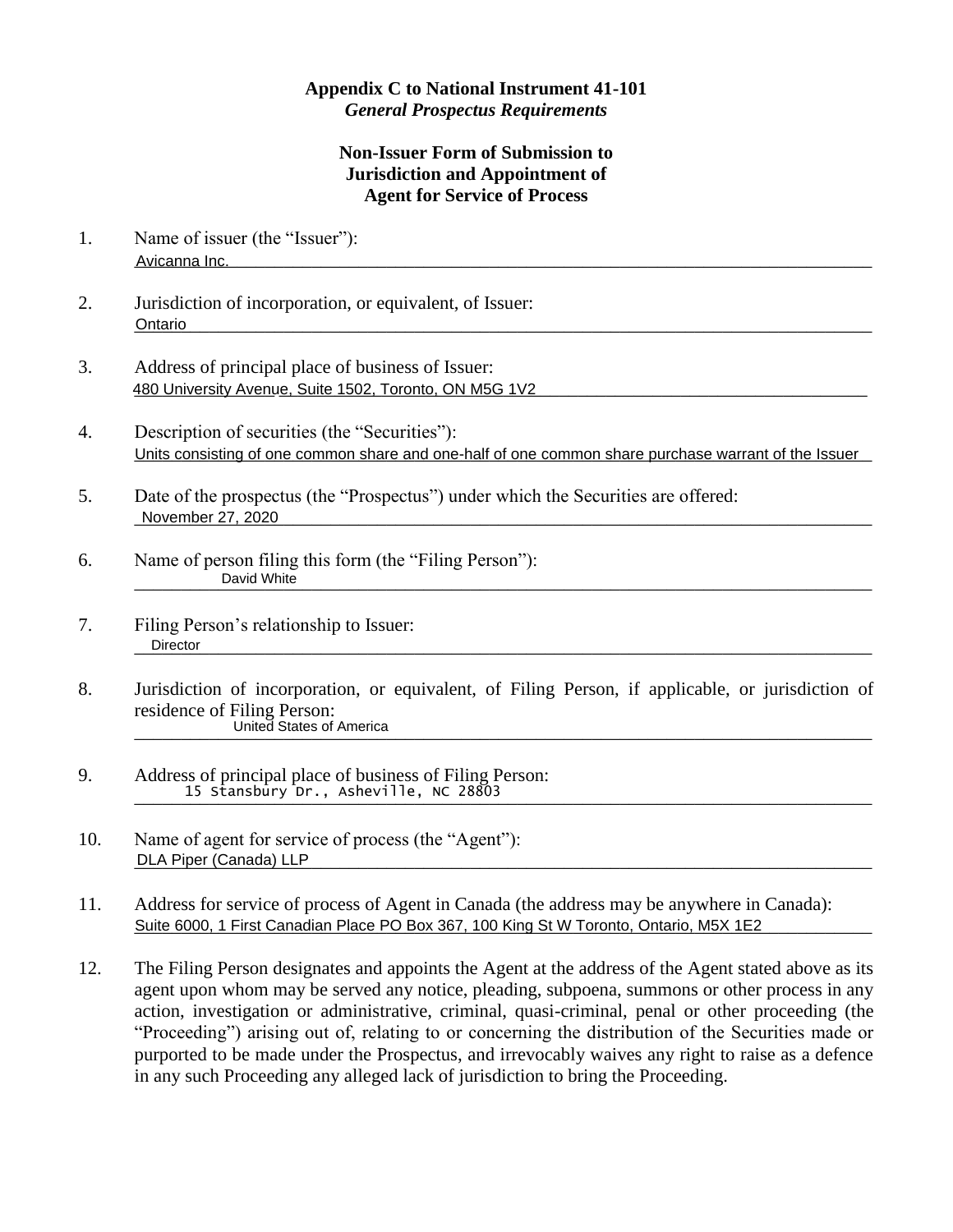**Appendix C to National Instrument 41-101**
***General Prospectus Requirements***

**Non-Issuer Form of Submission to Jurisdiction and Appointment of Agent for Service of Process**

1. Name of issuer (the "Issuer"):
   Avicanna Inc.

2. Jurisdiction of incorporation, or equivalent, of Issuer:
   Ontario

3. Address of principal place of business of Issuer:
   480 University Avenue, Suite 1502, Toronto, ON M5G 1V2

4. Description of securities (the "Securities"):
   Units consisting of one common share and one-half of one common share purchase warrant of the Issuer

5. Date of the prospectus (the "Prospectus") under which the Securities are offered:
   November 27, 2020

6. Name of person filing this form (the "Filing Person"):
   David White

7. Filing Person's relationship to Issuer:
   Director

8. Jurisdiction of incorporation, or equivalent, of Filing Person, if applicable, or jurisdiction of residence of Filing Person:
   United States of America

9. Address of principal place of business of Filing Person:
   15 Stansbury Dr., Asheville, NC 28803

10. Name of agent for service of process (the "Agent"):
    DLA Piper (Canada) LLP

11. Address for service of process of Agent in Canada (the address may be anywhere in Canada):
    Suite 6000, 1 First Canadian Place PO Box 367, 100 King St W Toronto, Ontario, M5X 1E2

12. The Filing Person designates and appoints the Agent at the address of the Agent stated above as its agent upon whom may be served any notice, pleading, subpoena, summons or other process in any action, investigation or administrative, criminal, quasi-criminal, penal or other proceeding (the "Proceeding") arising out of, relating to or concerning the distribution of the Securities made or purported to be made under the Prospectus, and irrevocably waives any right to raise as a defence in any such Proceeding any alleged lack of jurisdiction to bring the Proceeding.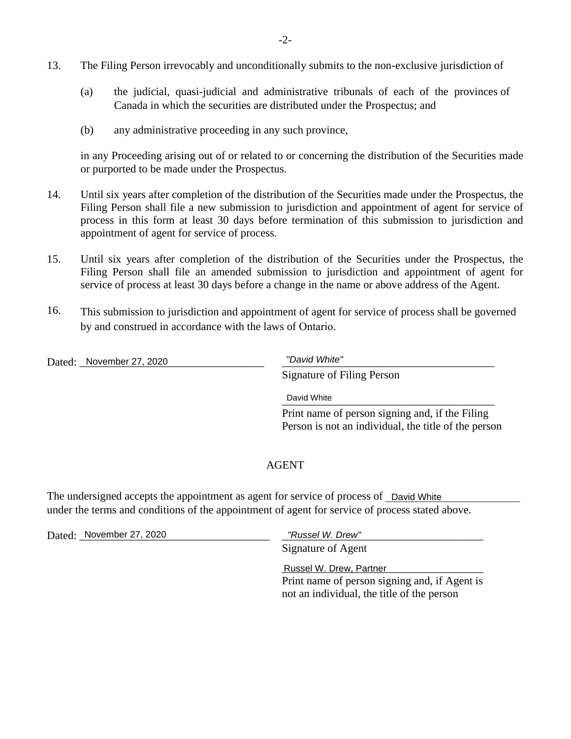13. The Filing Person irrevocably and unconditionally submits to the non-exclusive jurisdiction of

    (a) the judicial, quasi-judicial and administrative tribunals of each of the provinces of Canada in which the securities are distributed under the Prospectus; and

    (b) any administrative proceeding in any such province,

    in any Proceeding arising out of or related to or concerning the distribution of the Securities made or purported to be made under the Prospectus.

14. Until six years after completion of the distribution of the Securities made under the Prospectus, the Filing Person shall file a new submission to jurisdiction and appointment of agent for service of process in this form at least 30 days before termination of this submission to jurisdiction and appointment of agent for service of process.

15. Until six years after completion of the distribution of the Securities under the Prospectus, the Filing Person shall file an amended submission to jurisdiction and appointment of agent for service of process at least 30 days before a change in the name or above address of the Agent.

16. This submission to jurisdiction and appointment of agent for service of process shall be governed by and construed in accordance with the laws of Ontario.

Dated: November 27, 2020

"David White"
Signature of Filing Person

David White
Print name of person signing and, if the Filing Person is not an individual, the title of the person

AGENT

The undersigned accepts the appointment as agent for service of process of David White under the terms and conditions of the appointment of agent for service of process stated above.

Dated: November 27, 2020

"Russel W. Drew"
Signature of Agent

Russel W. Drew, Partner
Print name of person signing and, if Agent is not an individual, the title of the person